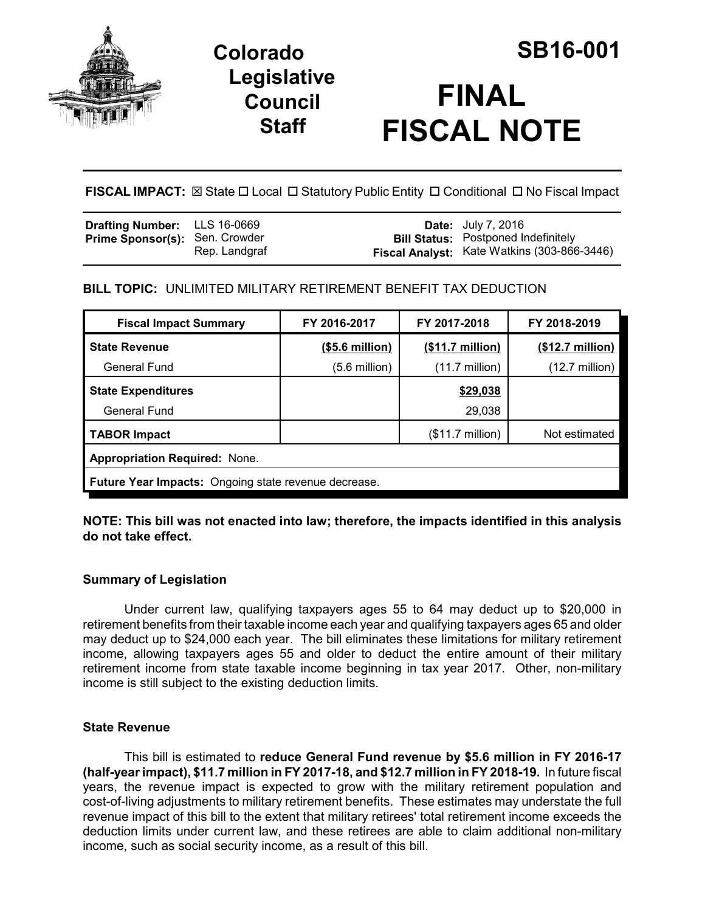# Colorado Legislative Council Staff

# SB16-001

# FINAL FISCAL NOTE

**FISCAL IMPACT:** ☒ State ☐ Local ☐ Statutory Public Entity ☐ Conditional ☐ No Fiscal Impact

| | | | |
|---|---|---|---|
| **Drafting Number:** | LLS 16-0669 | **Date:** | July 7, 2016 |
| **Prime Sponsor(s):** | Sen. Crowder<br>Rep. Landgraf | **Bill Status:** | Postponed Indefinitely |
| | | **Fiscal Analyst:** | Kate Watkins (303-866-3446) |

**BILL TOPIC:** UNLIMITED MILITARY RETIREMENT BENEFIT TAX DEDUCTION

| Fiscal Impact Summary | FY 2016-2017 | FY 2017-2018 | FY 2018-2019 |
|---|---|---|---|
| **State Revenue** | **($5.6 million)** | **($11.7 million)** | **($12.7 million)** |
| General Fund | (5.6 million) | (11.7 million) | (12.7 million) |
| **State Expenditures** | | **$29,038** | |
| General Fund | | 29,038 | |
| **TABOR Impact** | | ($11.7 million) | Not estimated |
| **Appropriation Required:** None. | | | |
| **Future Year Impacts:** Ongoing state revenue decrease. | | | |

**NOTE: This bill was not enacted into law; therefore, the impacts identified in this analysis do not take effect.**

### Summary of Legislation

Under current law, qualifying taxpayers ages 55 to 64 may deduct up to $20,000 in retirement benefits from their taxable income each year and qualifying taxpayers ages 65 and older may deduct up to $24,000 each year. The bill eliminates these limitations for military retirement income, allowing taxpayers ages 55 and older to deduct the entire amount of their military retirement income from state taxable income beginning in tax year 2017. Other, non-military income is still subject to the existing deduction limits.

### State Revenue

This bill is estimated to **reduce General Fund revenue by $5.6 million in FY 2016-17 (half-year impact), $11.7 million in FY 2017-18, and $12.7 million in FY 2018-19.** In future fiscal years, the revenue impact is expected to grow with the military retirement population and cost-of-living adjustments to military retirement benefits. These estimates may understate the full revenue impact of this bill to the extent that military retirees' total retirement income exceeds the deduction limits under current law, and these retirees are able to claim additional non-military income, such as social security income, as a result of this bill.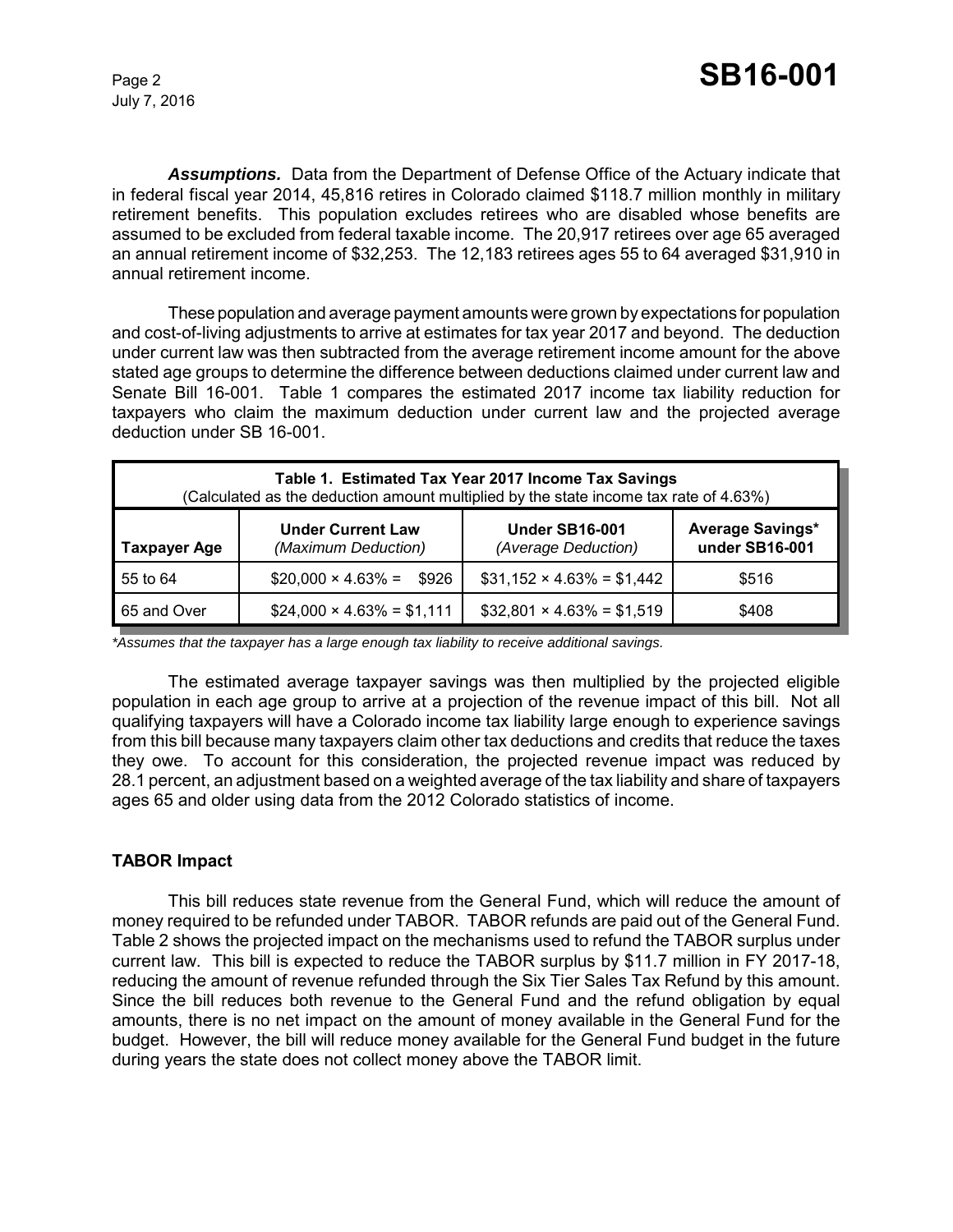***Assumptions.*** Data from the Department of Defense Office of the Actuary indicate that in federal fiscal year 2014, 45,816 retires in Colorado claimed $118.7 million monthly in military retirement benefits. This population excludes retirees who are disabled whose benefits are assumed to be excluded from federal taxable income. The 20,917 retirees over age 65 averaged an annual retirement income of $32,253. The 12,183 retirees ages 55 to 64 averaged $31,910 in annual retirement income.

These population and average payment amounts were grown by expectations for population and cost-of-living adjustments to arrive at estimates for tax year 2017 and beyond. The deduction under current law was then subtracted from the average retirement income amount for the above stated age groups to determine the difference between deductions claimed under current law and Senate Bill 16-001. Table 1 compares the estimated 2017 income tax liability reduction for taxpayers who claim the maximum deduction under current law and the projected average deduction under SB 16-001.

**Table 1. Estimated Tax Year 2017 Income Tax Savings**
(Calculated as the deduction amount multiplied by the state income tax rate of 4.63%)

| Taxpayer Age | Under Current Law *(Maximum Deduction)* | Under SB16-001 *(Average Deduction)* | Average Savings* under SB16-001 |
|---|---|---|---|
| 55 to 64 | $20,000 × 4.63% = $926 | $31,152 × 4.63% = $1,442 | $516 |
| 65 and Over | $24,000 × 4.63% = $1,111 | $32,801 × 4.63% = $1,519 | $408 |

*\*Assumes that the taxpayer has a large enough tax liability to receive additional savings.*

The estimated average taxpayer savings was then multiplied by the projected eligible population in each age group to arrive at a projection of the revenue impact of this bill. Not all qualifying taxpayers will have a Colorado income tax liability large enough to experience savings from this bill because many taxpayers claim other tax deductions and credits that reduce the taxes they owe. To account for this consideration, the projected revenue impact was reduced by 28.1 percent, an adjustment based on a weighted average of the tax liability and share of taxpayers ages 65 and older using data from the 2012 Colorado statistics of income.

## TABOR Impact

This bill reduces state revenue from the General Fund, which will reduce the amount of money required to be refunded under TABOR. TABOR refunds are paid out of the General Fund. Table 2 shows the projected impact on the mechanisms used to refund the TABOR surplus under current law. This bill is expected to reduce the TABOR surplus by $11.7 million in FY 2017-18, reducing the amount of revenue refunded through the Six Tier Sales Tax Refund by this amount. Since the bill reduces both revenue to the General Fund and the refund obligation by equal amounts, there is no net impact on the amount of money available in the General Fund for the budget. However, the bill will reduce money available for the General Fund budget in the future during years the state does not collect money above the TABOR limit.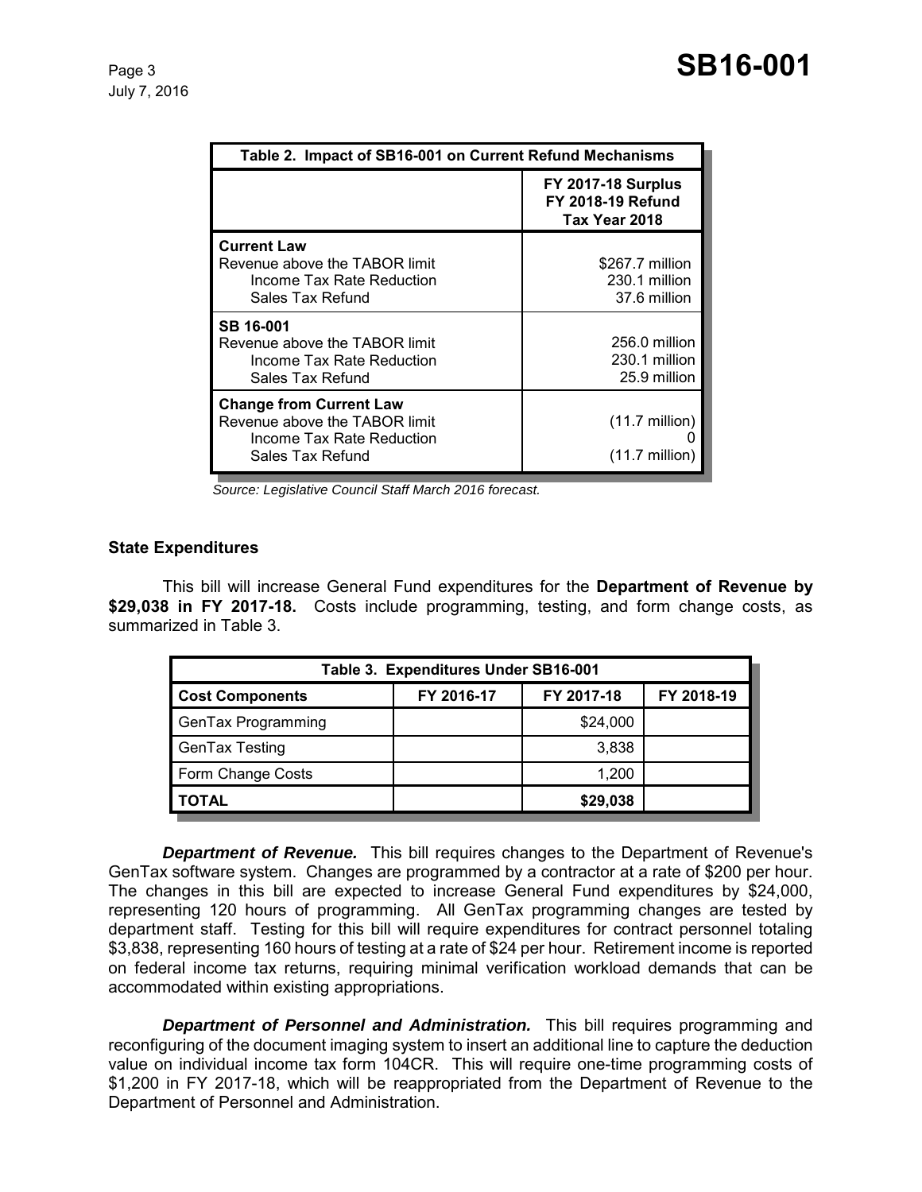| Table 2. Impact of SB16-001 on Current Refund Mechanisms | FY 2017-18 Surplus FY 2018-19 Refund Tax Year 2018 |
|---|---|
| **Current Law** | |
| Revenue above the TABOR limit | $267.7 million |
| Income Tax Rate Reduction | 230.1 million |
| Sales Tax Refund | 37.6 million |
| **SB 16-001** | |
| Revenue above the TABOR limit | 256.0 million |
| Income Tax Rate Reduction | 230.1 million |
| Sales Tax Refund | 25.9 million |
| **Change from Current Law** | |
| Revenue above the TABOR limit | (11.7 million) |
| Income Tax Rate Reduction | 0 |
| Sales Tax Refund | (11.7 million) |

*Source: Legislative Council Staff March 2016 forecast.*

**State Expenditures**

This bill will increase General Fund expenditures for the **Department of Revenue by $29,038 in FY 2017-18.** Costs include programming, testing, and form change costs, as summarized in Table 3.

| Table 3. Expenditures Under SB16-001 | | | |
|---|---|---|---|
| **Cost Components** | **FY 2016-17** | **FY 2017-18** | **FY 2018-19** |
| GenTax Programming | | $24,000 | |
| GenTax Testing | | 3,838 | |
| Form Change Costs | | 1,200 | |
| **TOTAL** | | **$29,038** | |

***Department of Revenue.*** This bill requires changes to the Department of Revenue's GenTax software system. Changes are programmed by a contractor at a rate of $200 per hour. The changes in this bill are expected to increase General Fund expenditures by $24,000, representing 120 hours of programming. All GenTax programming changes are tested by department staff. Testing for this bill will require expenditures for contract personnel totaling $3,838, representing 160 hours of testing at a rate of $24 per hour. Retirement income is reported on federal income tax returns, requiring minimal verification workload demands that can be accommodated within existing appropriations.

***Department of Personnel and Administration.*** This bill requires programming and reconfiguring of the document imaging system to insert an additional line to capture the deduction value on individual income tax form 104CR. This will require one-time programming costs of $1,200 in FY 2017-18, which will be reappropriated from the Department of Revenue to the Department of Personnel and Administration.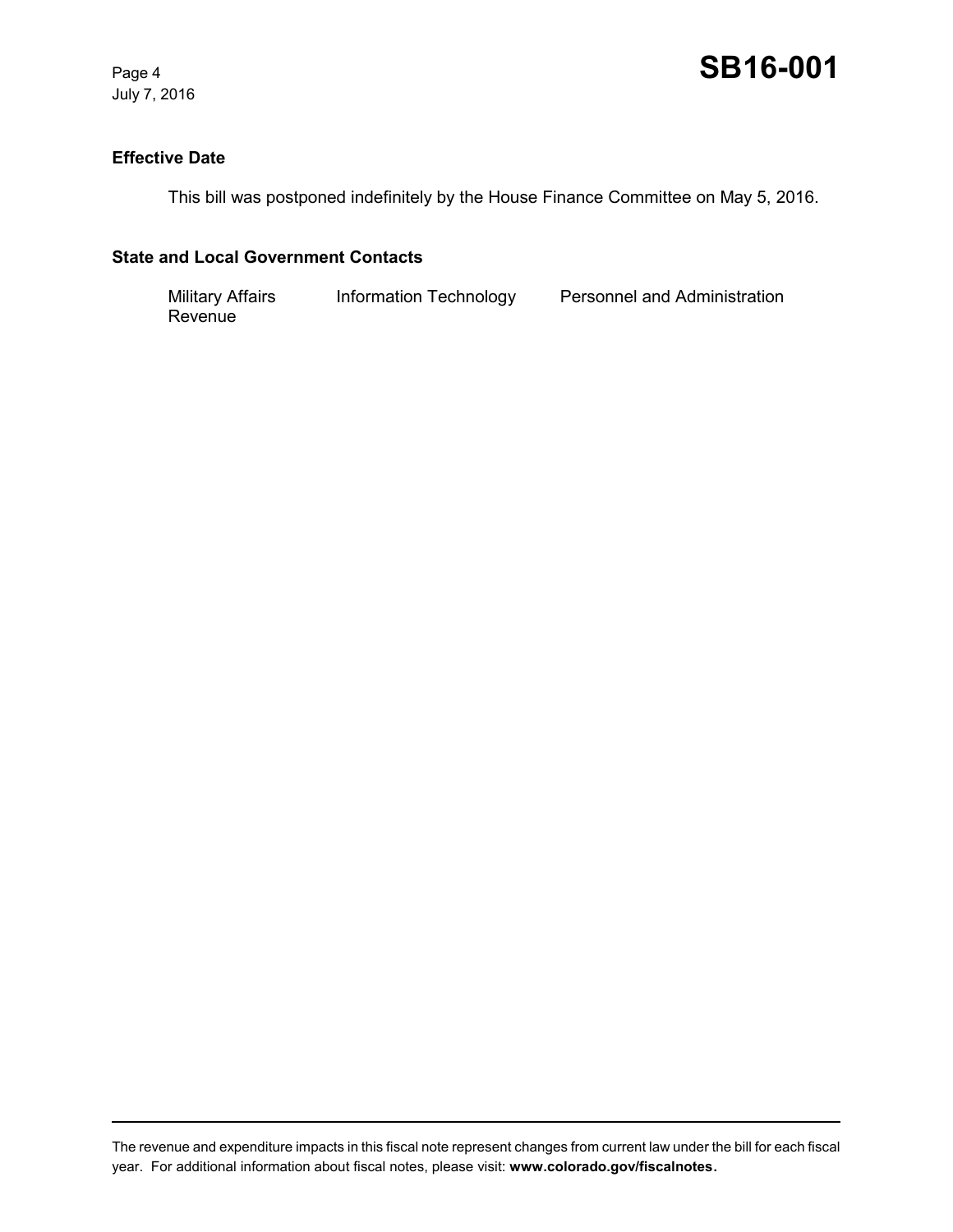**Effective Date**

This bill was postponed indefinitely by the House Finance Committee on May 5, 2016.

**State and Local Government Contacts**

Military Affairs    Information Technology    Personnel and Administration
Revenue

The revenue and expenditure impacts in this fiscal note represent changes from current law under the bill for each fiscal year. For additional information about fiscal notes, please visit: **www.colorado.gov/fiscalnotes.**